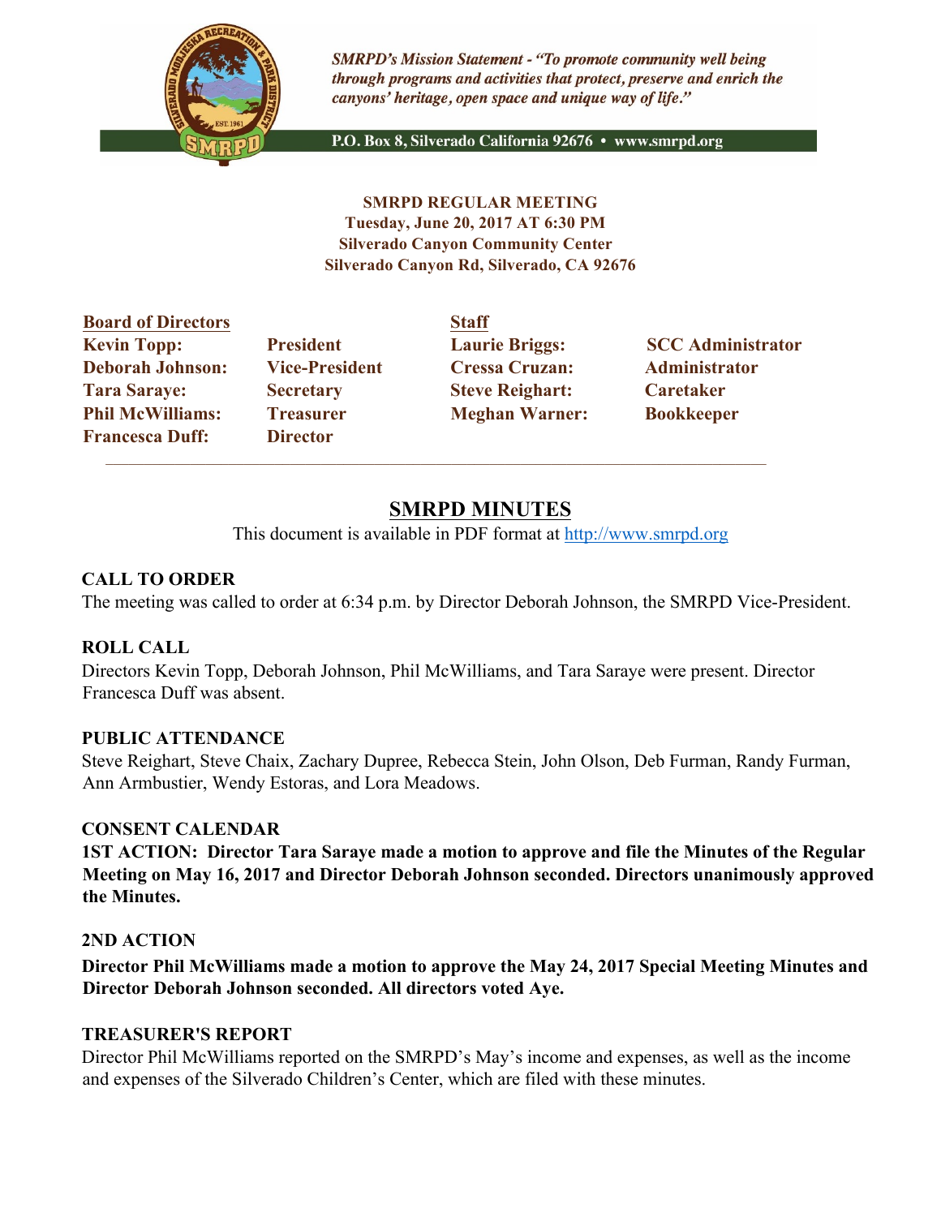*SMRPD's Mission Statement - "To promote community well being through programs and activities that protect, preserve and enrich the canyons' heritage, open space and unique way of life."*

P.O. Box 8, Silverado California 92676 • www.smrpd.org

**SMRPD REGULAR MEETING**
**Tuesday, June 20, 2017 AT 6:30 PM**
**Silverado Canyon Community Center**
**Silverado Canyon Rd, Silverado, CA 92676**

| Board of Directors | | Staff | |
|---|---|---|---|
| **Kevin Topp:** | **President** | **Laurie Briggs:** | **SCC Administrator** |
| **Deborah Johnson:** | **Vice-President** | **Cressa Cruzan:** | **Administrator** |
| **Tara Saraye:** | **Secretary** | **Steve Reighart:** | **Caretaker** |
| **Phil McWilliams:** | **Treasurer** | **Meghan Warner:** | **Bookkeeper** |
| **Francesca Duff:** | **Director** | | |

# SMRPD MINUTES

This document is available in PDF format at http://www.smrpd.org

## CALL TO ORDER

The meeting was called to order at 6:34 p.m. by Director Deborah Johnson, the SMRPD Vice-President.

## ROLL CALL

Directors Kevin Topp, Deborah Johnson, Phil McWilliams, and Tara Saraye were present. Director Francesca Duff was absent.

## PUBLIC ATTENDANCE

Steve Reighart, Steve Chaix, Zachary Dupree, Rebecca Stein, John Olson, Deb Furman, Randy Furman, Ann Armbustier, Wendy Estoras, and Lora Meadows.

## CONSENT CALENDAR

**1ST ACTION: Director Tara Saraye made a motion to approve and file the Minutes of the Regular Meeting on May 16, 2017 and Director Deborah Johnson seconded. Directors unanimously approved the Minutes.**

## 2ND ACTION

**Director Phil McWilliams made a motion to approve the May 24, 2017 Special Meeting Minutes and Director Deborah Johnson seconded. All directors voted Aye.**

## TREASURER'S REPORT

Director Phil McWilliams reported on the SMRPD's May's income and expenses, as well as the income and expenses of the Silverado Children's Center, which are filed with these minutes.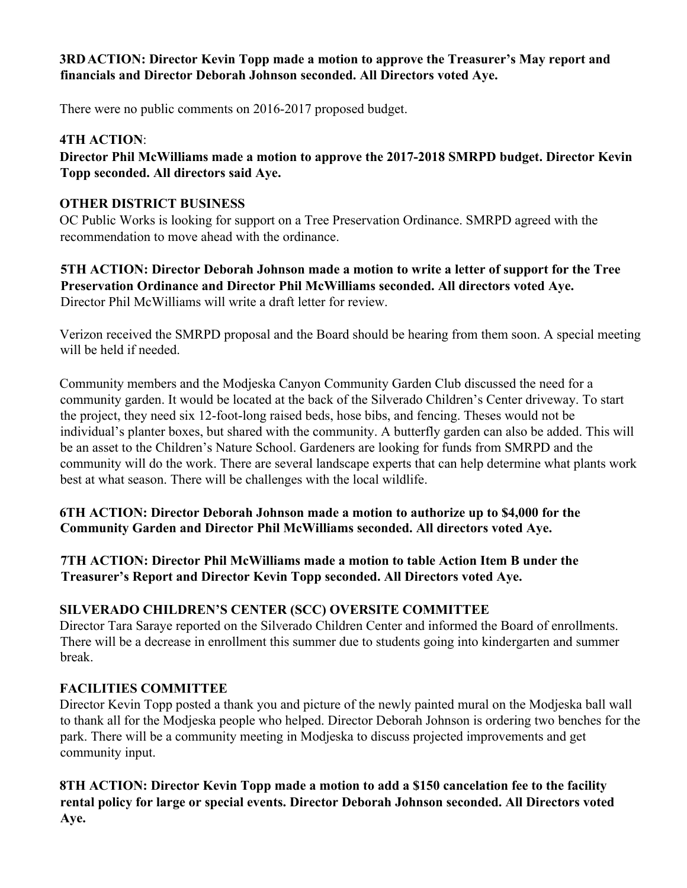**3RD ACTION: Director Kevin Topp made a motion to approve the Treasurer's May report and financials and Director Deborah Johnson seconded. All Directors voted Aye.**

There were no public comments on 2016-2017 proposed budget.

**4TH ACTION**:
**Director Phil McWilliams made a motion to approve the 2017-2018 SMRPD budget. Director Kevin Topp seconded. All directors said Aye.**

**OTHER DISTRICT BUSINESS**

OC Public Works is looking for support on a Tree Preservation Ordinance. SMRPD agreed with the recommendation to move ahead with the ordinance.

**5TH ACTION: Director Deborah Johnson made a motion to write a letter of support for the Tree Preservation Ordinance and Director Phil McWilliams seconded. All directors voted Aye.**
Director Phil McWilliams will write a draft letter for review.

Verizon received the SMRPD proposal and the Board should be hearing from them soon. A special meeting will be held if needed.

Community members and the Modjeska Canyon Community Garden Club discussed the need for a community garden. It would be located at the back of the Silverado Children's Center driveway. To start the project, they need six 12-foot-long raised beds, hose bibs, and fencing. Theses would not be individual's planter boxes, but shared with the community. A butterfly garden can also be added. This will be an asset to the Children's Nature School. Gardeners are looking for funds from SMRPD and the community will do the work. There are several landscape experts that can help determine what plants work best at what season. There will be challenges with the local wildlife.

**6TH ACTION: Director Deborah Johnson made a motion to authorize up to $4,000 for the Community Garden and Director Phil McWilliams seconded. All directors voted Aye.**

**7TH ACTION: Director Phil McWilliams made a motion to table Action Item B under the Treasurer's Report and Director Kevin Topp seconded. All Directors voted Aye.**

**SILVERADO CHILDREN'S CENTER (SCC) OVERSITE COMMITTEE**

Director Tara Saraye reported on the Silverado Children Center and informed the Board of enrollments. There will be a decrease in enrollment this summer due to students going into kindergarten and summer break.

**FACILITIES COMMITTEE**

Director Kevin Topp posted a thank you and picture of the newly painted mural on the Modjeska ball wall to thank all for the Modjeska people who helped. Director Deborah Johnson is ordering two benches for the park. There will be a community meeting in Modjeska to discuss projected improvements and get community input.

**8TH ACTION: Director Kevin Topp made a motion to add a $150 cancelation fee to the facility rental policy for large or special events. Director Deborah Johnson seconded. All Directors voted Aye.**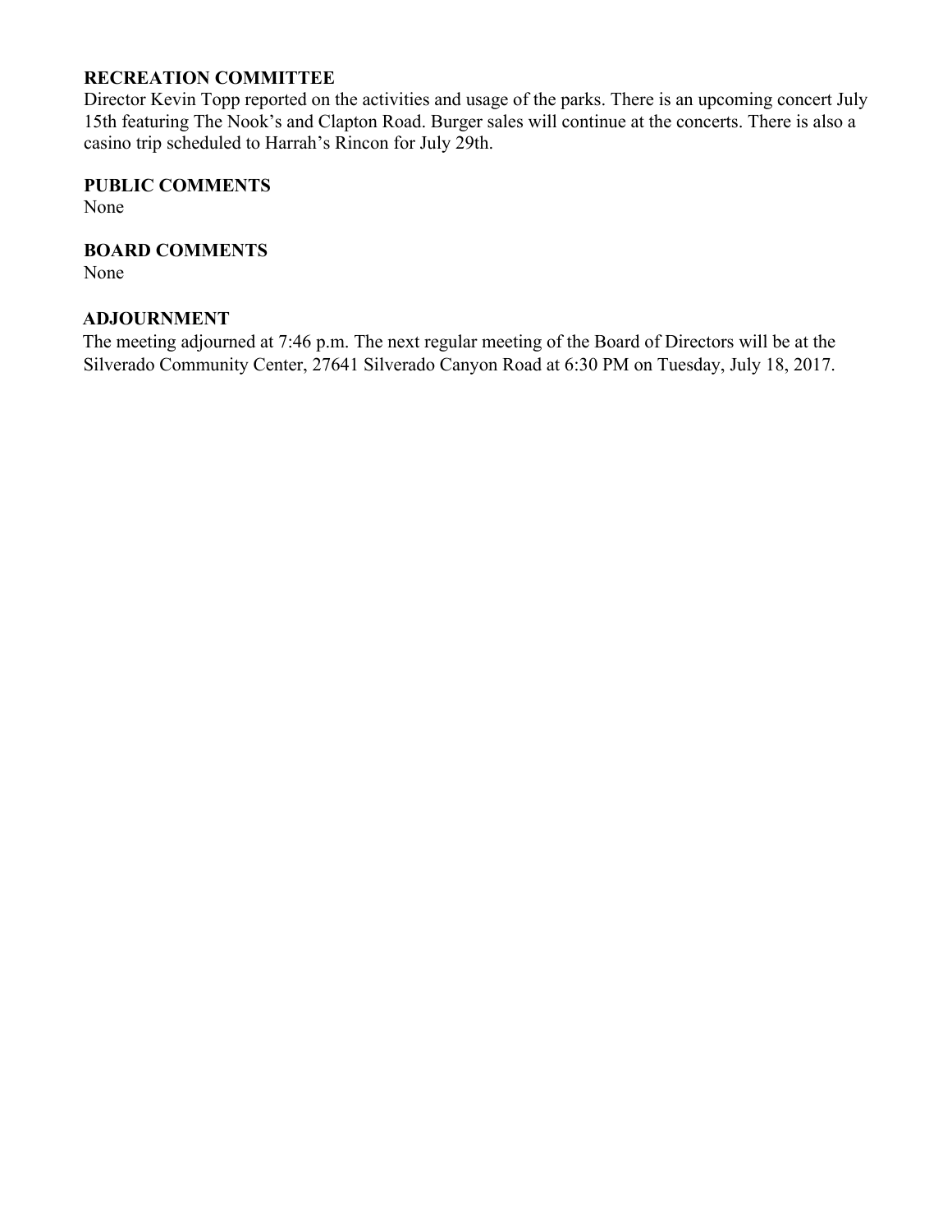**RECREATION COMMITTEE**

Director Kevin Topp reported on the activities and usage of the parks. There is an upcoming concert July 15th featuring The Nook's and Clapton Road. Burger sales will continue at the concerts. There is also a casino trip scheduled to Harrah's Rincon for July 29th.

**PUBLIC COMMENTS**

None

**BOARD COMMENTS**

None

**ADJOURNMENT**

The meeting adjourned at 7:46 p.m. The next regular meeting of the Board of Directors will be at the Silverado Community Center, 27641 Silverado Canyon Road at 6:30 PM on Tuesday, July 18, 2017.